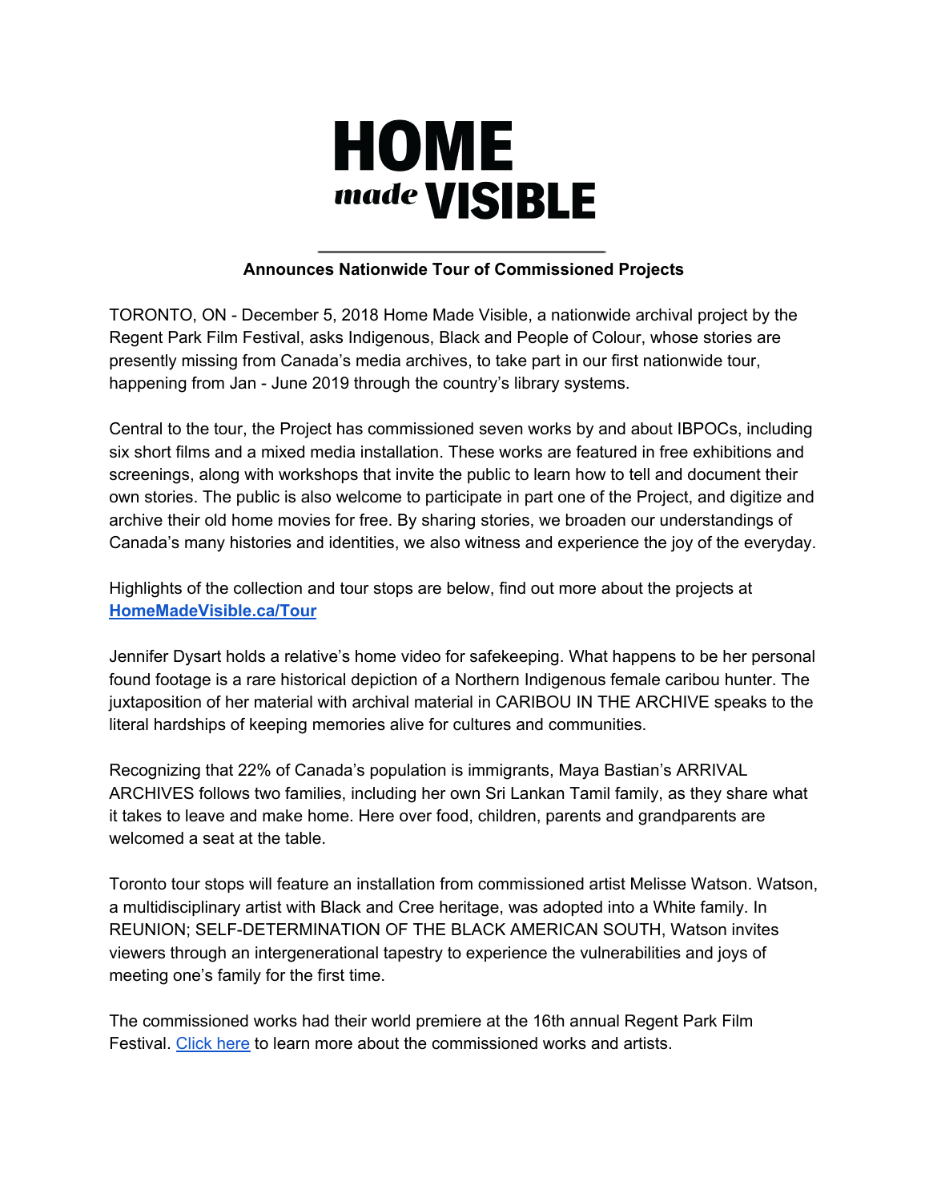# HOME *made* VISIBLE

**Announces Nationwide Tour of Commissioned Projects**

TORONTO, ON - December 5, 2018 Home Made Visible, a nationwide archival project by the Regent Park Film Festival, asks Indigenous, Black and People of Colour, whose stories are presently missing from Canada's media archives, to take part in our first nationwide tour, happening from Jan - June 2019 through the country's library systems.

Central to the tour, the Project has commissioned seven works by and about IBPOCs, including six short films and a mixed media installation. These works are featured in free exhibitions and screenings, along with workshops that invite the public to learn how to tell and document their own stories. The public is also welcome to participate in part one of the Project, and digitize and archive their old home movies for free. By sharing stories, we broaden our understandings of Canada's many histories and identities, we also witness and experience the joy of the everyday.

Highlights of the collection and tour stops are below, find out more about the projects at **HomeMadeVisible.ca/Tour**

Jennifer Dysart holds a relative's home video for safekeeping. What happens to be her personal found footage is a rare historical depiction of a Northern Indigenous female caribou hunter. The juxtaposition of her material with archival material in CARIBOU IN THE ARCHIVE speaks to the literal hardships of keeping memories alive for cultures and communities.

Recognizing that 22% of Canada's population is immigrants, Maya Bastian's ARRIVAL ARCHIVES follows two families, including her own Sri Lankan Tamil family, as they share what it takes to leave and make home. Here over food, children, parents and grandparents are welcomed a seat at the table.

Toronto tour stops will feature an installation from commissioned artist Melisse Watson. Watson, a multidisciplinary artist with Black and Cree heritage, was adopted into a White family. In REUNION; SELF-DETERMINATION OF THE BLACK AMERICAN SOUTH, Watson invites viewers through an intergenerational tapestry to experience the vulnerabilities and joys of meeting one's family for the first time.

The commissioned works had their world premiere at the 16th annual Regent Park Film Festival. Click here to learn more about the commissioned works and artists.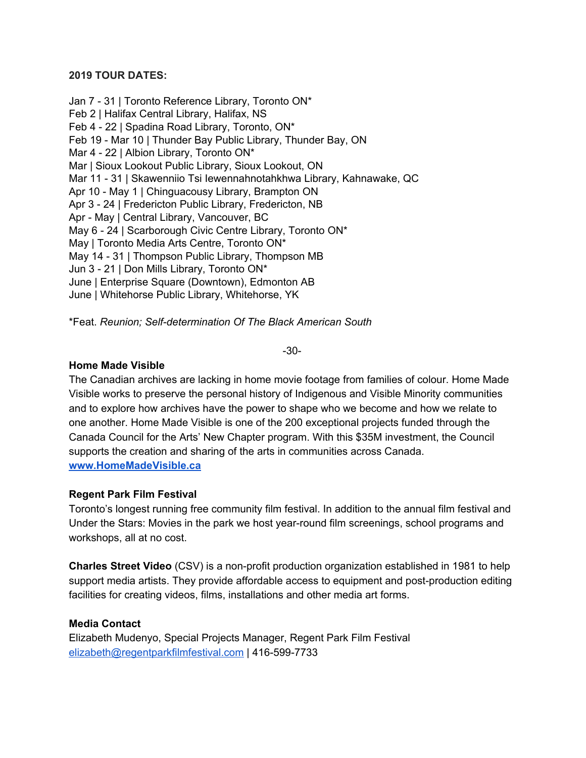**2019 TOUR DATES:**

Jan 7 - 31 | Toronto Reference Library, Toronto ON*
Feb 2 | Halifax Central Library, Halifax, NS
Feb 4 - 22 | Spadina Road Library, Toronto, ON*
Feb 19 - Mar 10 | Thunder Bay Public Library, Thunder Bay, ON
Mar 4 - 22 | Albion Library, Toronto ON*
Mar | Sioux Lookout Public Library, Sioux Lookout, ON
Mar 11 - 31 | Skawenniio Tsi Iewennahnotahkhwa Library, Kahnawake, QC
Apr 10 - May 1 | Chinguacousy Library, Brampton ON
Apr 3 - 24 | Fredericton Public Library, Fredericton, NB
Apr - May | Central Library, Vancouver, BC
May 6 - 24 | Scarborough Civic Centre Library, Toronto ON*
May | Toronto Media Arts Centre, Toronto ON*
May 14 - 31 | Thompson Public Library, Thompson MB
Jun 3 - 21 | Don Mills Library, Toronto ON*
June | Enterprise Square (Downtown), Edmonton AB
June | Whitehorse Public Library, Whitehorse, YK

*Feat. *Reunion; Self-determination Of The Black American South*

-30-

**Home Made Visible**
The Canadian archives are lacking in home movie footage from families of colour. Home Made Visible works to preserve the personal history of Indigenous and Visible Minority communities and to explore how archives have the power to shape who we become and how we relate to one another. Home Made Visible is one of the 200 exceptional projects funded through the Canada Council for the Arts' New Chapter program. With this $35M investment, the Council supports the creation and sharing of the arts in communities across Canada.
**www.HomeMadeVisible.ca**

**Regent Park Film Festival**
Toronto's longest running free community film festival. In addition to the annual film festival and Under the Stars: Movies in the park we host year-round film screenings, school programs and workshops, all at no cost.

**Charles Street Video** (CSV) is a non-profit production organization established in 1981 to help support media artists. They provide affordable access to equipment and post-production editing facilities for creating videos, films, installations and other media art forms.

**Media Contact**
Elizabeth Mudenyo, Special Projects Manager, Regent Park Film Festival
elizabeth@regentparkfilmfestival.com | 416-599-7733